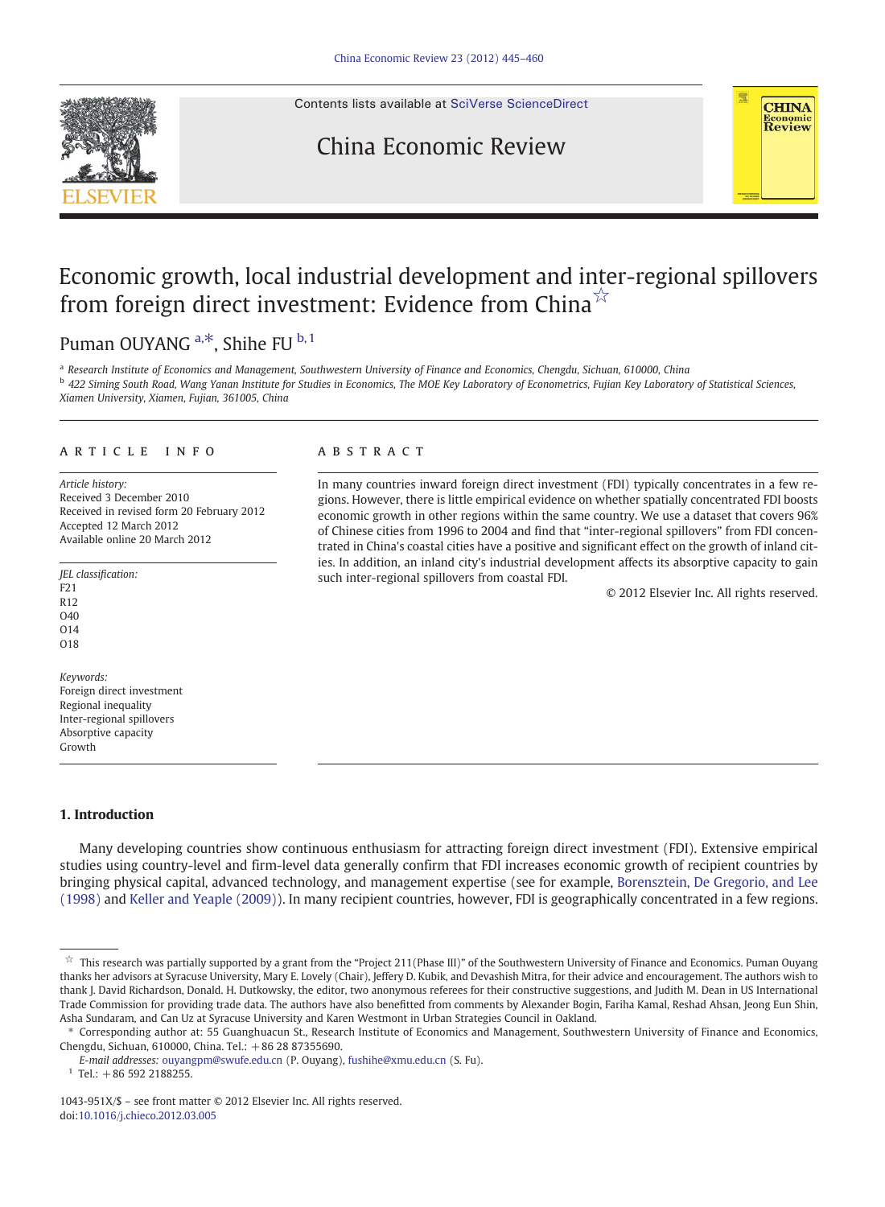# Economic growth, local industrial development and inter-regional spillovers from foreign direct investment: Evidence from China ☆

Puman OUYANG [a,*], Shihe FU [b,1]

[a] Research Institute of Economics and Management, Southwestern University of Finance and Economics, Chengdu, Sichuan, 610000, China

[b] 422 Siming South Road, Wang Yanan Institute for Studies in Economics, The MOE Key Laboratory of Econometrics, Fujian Key Laboratory of Statistical Sciences, Xiamen University, Xiamen, Fujian, 361005, China

## ARTICLE INFO

*Article history:*
Received 3 December 2010
Received in revised form 20 February 2012
Accepted 12 March 2012
Available online 20 March 2012

*JEL classification:*
F21
R12
O40
O14
O18

*Keywords:*
Foreign direct investment
Regional inequality
Inter-regional spillovers
Absorptive capacity
Growth

## ABSTRACT

In many countries inward foreign direct investment (FDI) typically concentrates in a few regions. However, there is little empirical evidence on whether spatially concentrated FDI boosts economic growth in other regions within the same country. We use a dataset that covers 96% of Chinese cities from 1996 to 2004 and find that "inter-regional spillovers" from FDI concentrated in China's coastal cities have a positive and significant effect on the growth of inland cities. In addition, an inland city's industrial development affects its absorptive capacity to gain such inter-regional spillovers from coastal FDI.

© 2012 Elsevier Inc. All rights reserved.

## 1. Introduction

Many developing countries show continuous enthusiasm for attracting foreign direct investment (FDI). Extensive empirical studies using country-level and firm-level data generally confirm that FDI increases economic growth of recipient countries by bringing physical capital, advanced technology, and management expertise (see for example, Borensztein, De Gregorio, and Lee (1998) and Keller and Yeaple (2009)). In many recipient countries, however, FDI is geographically concentrated in a few regions.

---

☆ This research was partially supported by a grant from the "Project 211(Phase III)" of the Southwestern University of Finance and Economics. Puman Ouyang thanks her advisors at Syracuse University, Mary E. Lovely (Chair), Jeffery D. Kubik, and Devashish Mitra, for their advice and encouragement. The authors wish to thank J. David Richardson, Donald. H. Dutkowsky, the editor, two anonymous referees for their constructive suggestions, and Judith M. Dean in US International Trade Commission for providing trade data. The authors have also benefitted from comments by Alexander Bogin, Fariha Kamal, Reshad Ahsan, Jeong Eun Shin, Asha Sundaram, and Can Uz at Syracuse University and Karen Westmont in Urban Strategies Council in Oakland.

\* Corresponding author at: 55 Guanghuacun St., Research Institute of Economics and Management, Southwestern University of Finance and Economics, Chengdu, Sichuan, 610000, China. Tel.: +86 28 87355690.

*E-mail addresses:* ouyangpm@swufe.edu.cn (P. Ouyang), fushihe@xmu.edu.cn (S. Fu).

[1] Tel.: +86 592 2188255.

1043-951X/$ – see front matter © 2012 Elsevier Inc. All rights reserved.
doi:10.1016/j.chieco.2012.03.005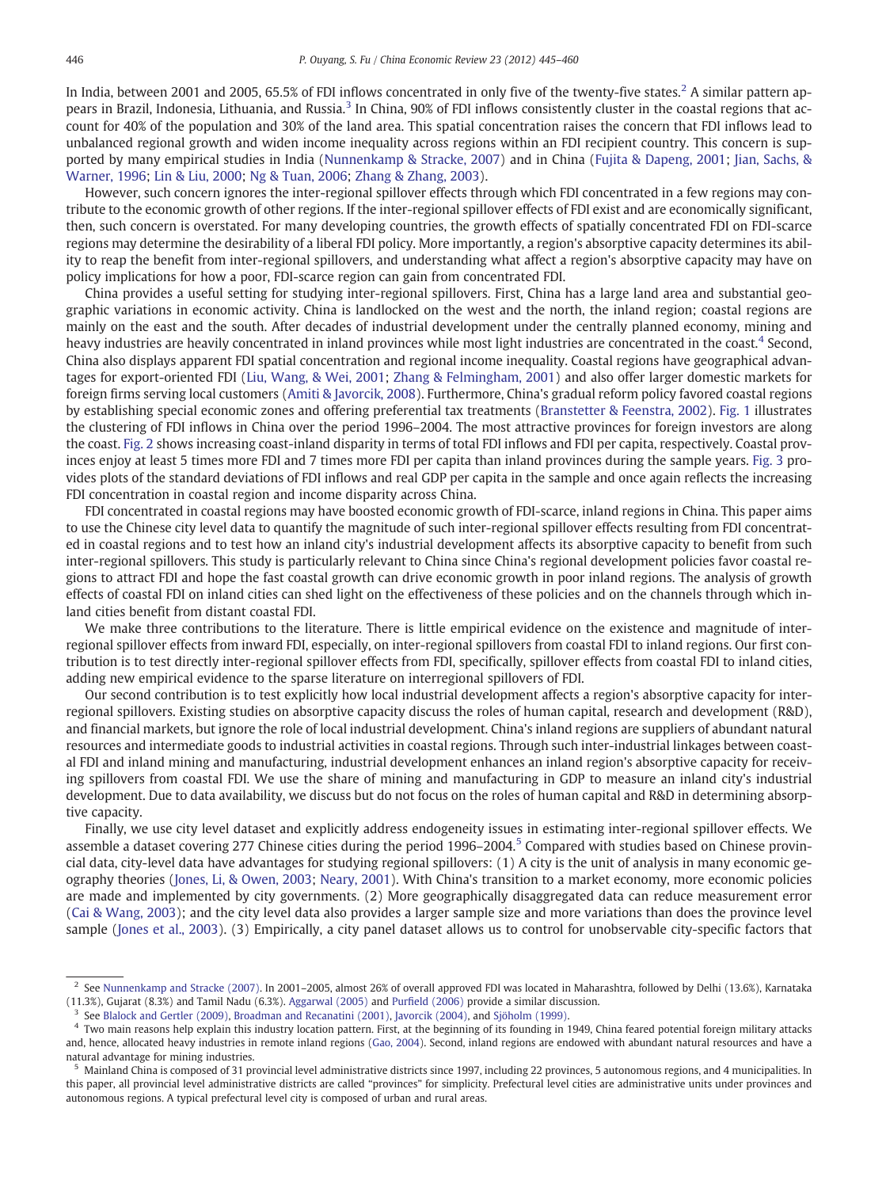In India, between 2001 and 2005, 65.5% of FDI inflows concentrated in only five of the twenty-five states.[2] A similar pattern appears in Brazil, Indonesia, Lithuania, and Russia.[3] In China, 90% of FDI inflows consistently cluster in the coastal regions that account for 40% of the population and 30% of the land area. This spatial concentration raises the concern that FDI inflows lead to unbalanced regional growth and widen income inequality across regions within an FDI recipient country. This concern is supported by many empirical studies in India (Nunnenkamp & Stracke, 2007) and in China (Fujita & Dapeng, 2001; Jian, Sachs, & Warner, 1996; Lin & Liu, 2000; Ng & Tuan, 2006; Zhang & Zhang, 2003).

However, such concern ignores the inter-regional spillover effects through which FDI concentrated in a few regions may contribute to the economic growth of other regions. If the inter-regional spillover effects of FDI exist and are economically significant, then, such concern is overstated. For many developing countries, the growth effects of spatially concentrated FDI on FDI-scarce regions may determine the desirability of a liberal FDI policy. More importantly, a region's absorptive capacity determines its ability to reap the benefit from inter-regional spillovers, and understanding what affect a region's absorptive capacity may have on policy implications for how a poor, FDI-scarce region can gain from concentrated FDI.

China provides a useful setting for studying inter-regional spillovers. First, China has a large land area and substantial geographic variations in economic activity. China is landlocked on the west and the north, the inland region; coastal regions are mainly on the east and the south. After decades of industrial development under the centrally planned economy, mining and heavy industries are heavily concentrated in inland provinces while most light industries are concentrated in the coast.[4] Second, China also displays apparent FDI spatial concentration and regional income inequality. Coastal regions have geographical advantages for export-oriented FDI (Liu, Wang, & Wei, 2001; Zhang & Felmingham, 2001) and also offer larger domestic markets for foreign firms serving local customers (Amiti & Javorcik, 2008). Furthermore, China's gradual reform policy favored coastal regions by establishing special economic zones and offering preferential tax treatments (Branstetter & Feenstra, 2002). Fig. 1 illustrates the clustering of FDI inflows in China over the period 1996–2004. The most attractive provinces for foreign investors are along the coast. Fig. 2 shows increasing coast-inland disparity in terms of total FDI inflows and FDI per capita, respectively. Coastal provinces enjoy at least 5 times more FDI and 7 times more FDI per capita than inland provinces during the sample years. Fig. 3 provides plots of the standard deviations of FDI inflows and real GDP per capita in the sample and once again reflects the increasing FDI concentration in coastal region and income disparity across China.

FDI concentrated in coastal regions may have boosted economic growth of FDI-scarce, inland regions in China. This paper aims to use the Chinese city level data to quantify the magnitude of such inter-regional spillover effects resulting from FDI concentrated in coastal regions and to test how an inland city's industrial development affects its absorptive capacity to benefit from such inter-regional spillovers. This study is particularly relevant to China since China's regional development policies favor coastal regions to attract FDI and hope the fast coastal growth can drive economic growth in poor inland regions. The analysis of growth effects of coastal FDI on inland cities can shed light on the effectiveness of these policies and on the channels through which inland cities benefit from distant coastal FDI.

We make three contributions to the literature. There is little empirical evidence on the existence and magnitude of inter-regional spillover effects from inward FDI, especially, on inter-regional spillovers from coastal FDI to inland regions. Our first contribution is to test directly inter-regional spillover effects from FDI, specifically, spillover effects from coastal FDI to inland cities, adding new empirical evidence to the sparse literature on interregional spillovers of FDI.

Our second contribution is to test explicitly how local industrial development affects a region's absorptive capacity for inter-regional spillovers. Existing studies on absorptive capacity discuss the roles of human capital, research and development (R&D), and financial markets, but ignore the role of local industrial development. China's inland regions are suppliers of abundant natural resources and intermediate goods to industrial activities in coastal regions. Through such inter-industrial linkages between coastal FDI and inland mining and manufacturing, industrial development enhances an inland region's absorptive capacity for receiving spillovers from coastal FDI. We use the share of mining and manufacturing in GDP to measure an inland city's industrial development. Due to data availability, we discuss but do not focus on the roles of human capital and R&D in determining absorptive capacity.

Finally, we use city level dataset and explicitly address endogeneity issues in estimating inter-regional spillover effects. We assemble a dataset covering 277 Chinese cities during the period 1996–2004.[5] Compared with studies based on Chinese provincial data, city-level data have advantages for studying regional spillovers: (1) A city is the unit of analysis in many economic geography theories (Jones, Li, & Owen, 2003; Neary, 2001). With China's transition to a market economy, more economic policies are made and implemented by city governments. (2) More geographically disaggregated data can reduce measurement error (Cai & Wang, 2003); and the city level data also provides a larger sample size and more variations than does the province level sample (Jones et al., 2003). (3) Empirically, a city panel dataset allows us to control for unobservable city-specific factors that

---

[2] See Nunnenkamp and Stracke (2007). In 2001–2005, almost 26% of overall approved FDI was located in Maharashtra, followed by Delhi (13.6%), Karnataka (11.3%), Gujarat (8.3%) and Tamil Nadu (6.3%). Aggarwal (2005) and Purfield (2006) provide a similar discussion.

[3] See Blalock and Gertler (2009), Broadman and Recanatini (2001), Javorcik (2004), and Sjöholm (1999).

[4] Two main reasons help explain this industry location pattern. First, at the beginning of its founding in 1949, China feared potential foreign military attacks and, hence, allocated heavy industries in remote inland regions (Gao, 2004). Second, inland regions are endowed with abundant natural resources and have a natural advantage for mining industries.

[5] Mainland China is composed of 31 provincial level administrative districts since 1997, including 22 provinces, 5 autonomous regions, and 4 municipalities. In this paper, all provincial level administrative districts are called "provinces" for simplicity. Prefectural level cities are administrative units under provinces and autonomous regions. A typical prefectural level city is composed of urban and rural areas.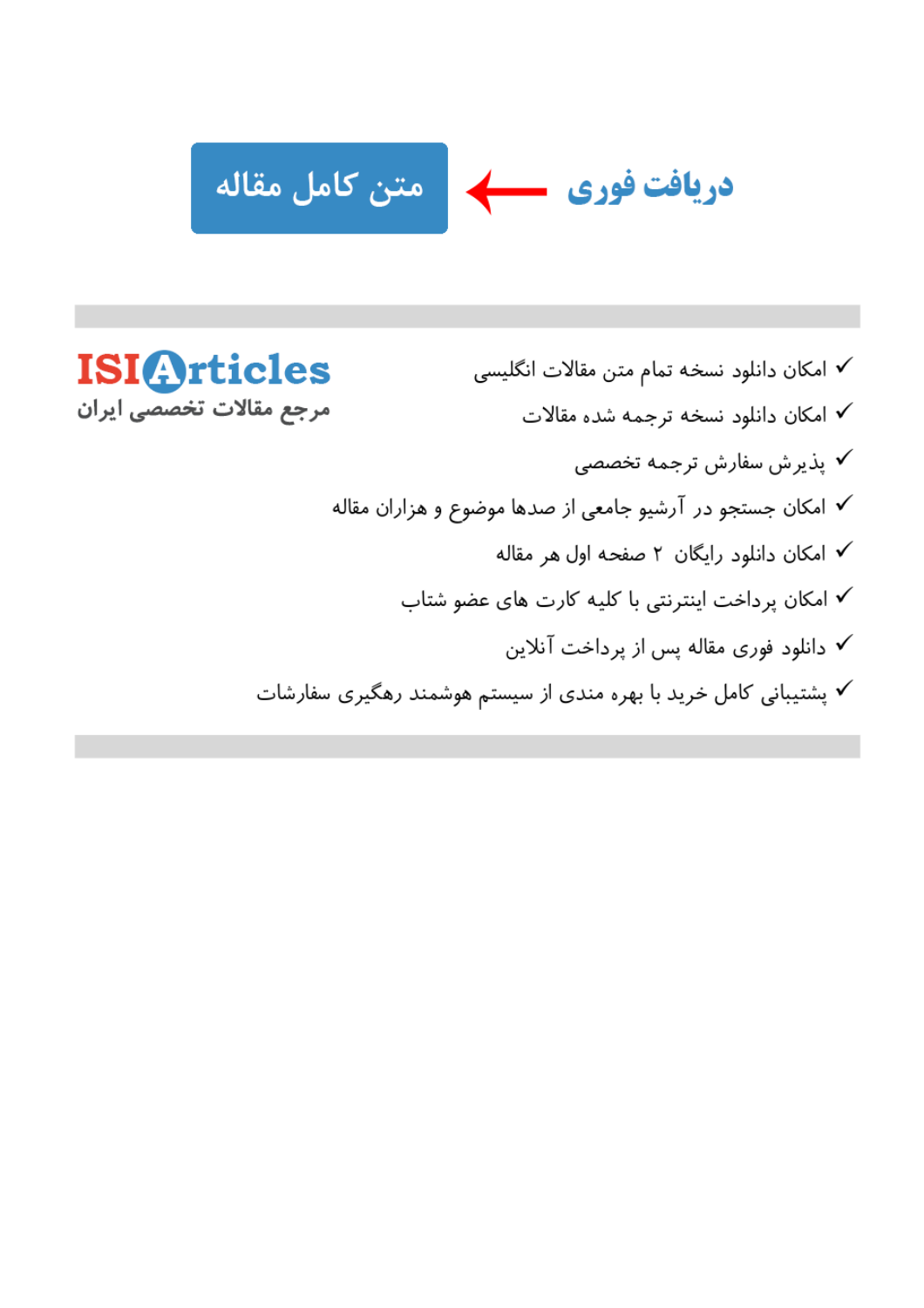دریافت فوری ← **متن کامل مقاله**

**ISIArticles**
مرجع مقالات تخصصی ایران

- ✓ امکان دانلود نسخه تمام متن مقالات انگلیسی
- ✓ امکان دانلود نسخه ترجمه شده مقالات
- ✓ پذیرش سفارش ترجمه تخصصی
- ✓ امکان جستجو در آرشیو جامعی از صدها موضوع و هزاران مقاله
- ✓ امکان دانلود رایگان ۲ صفحه اول هر مقاله
- ✓ امکان پرداخت اینترنتی با کلیه کارت های عضو شتاب
- ✓ دانلود فوری مقاله پس از پرداخت آنلاین
- ✓ پشتیبانی کامل خرید با بهره مندی از سیستم هوشمند رهگیری سفارشات